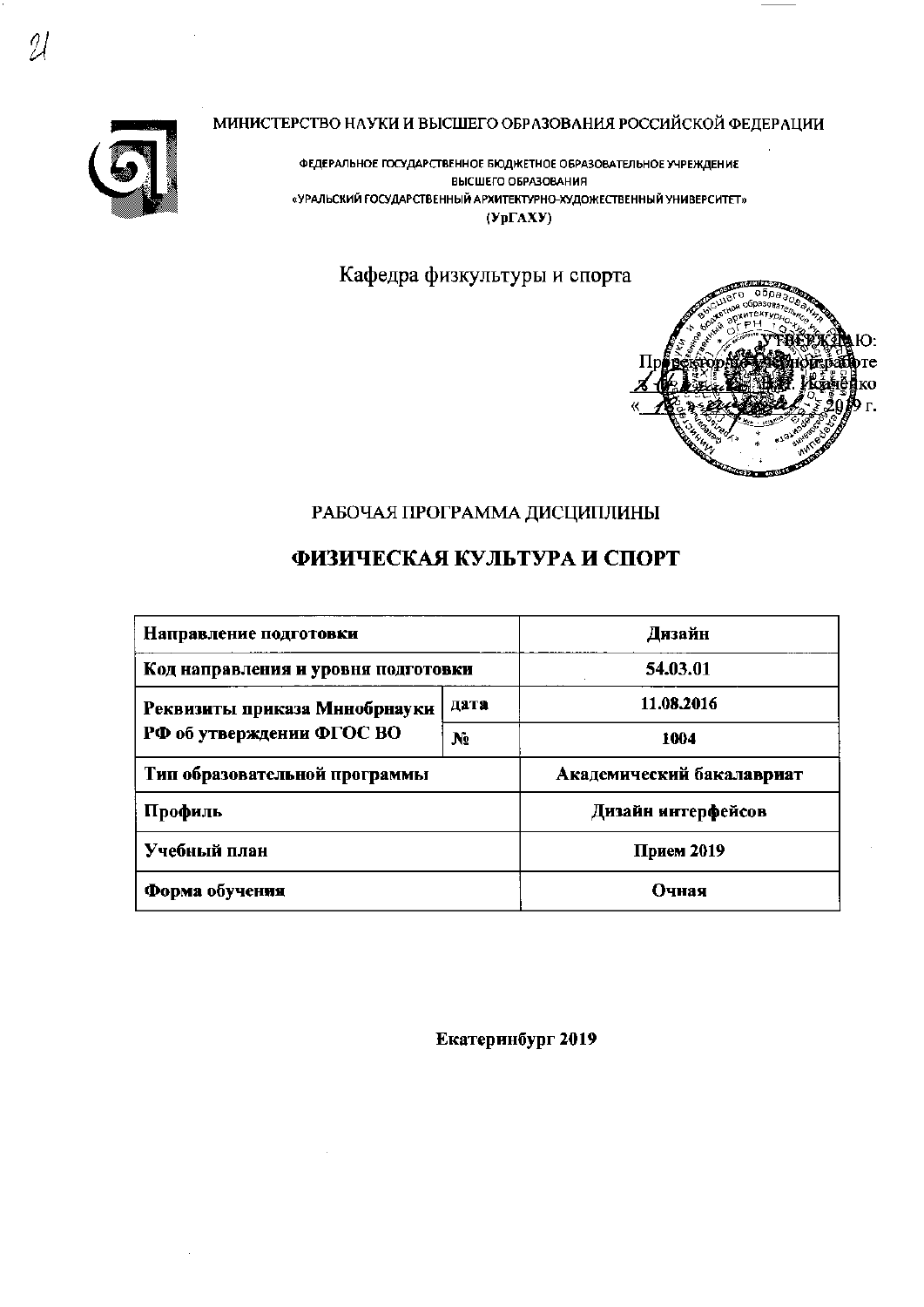МИНИСТЕРСТВО НАУКИ И ВЫСШЕГО ОБРАЗОВАНИЯ РОССИЙСКОЙ ФЕДЕРАЦИИ

ФЕДЕРАЛЬНОЕ ГОСУДАРСТВЕННОЕ БЮДЖЕТНОЕ ОБРАЗОВАТЕЛЬНОЕ УЧРЕЖДЕНИЕ
ВЫСШЕГО ОБРАЗОВАНИЯ
«УРАЛЬСКИЙ ГОСУДАРСТВЕННЫЙ АРХИТЕКТУРНО-ХУДОЖЕСТВЕННЫЙ УНИВЕРСИТЕТ»
(УрГАХУ)

Кафедра физкультуры и спорта

УТВЕРЖДАЮ:
Проректор по учебной работе
_________ Н.Г. Князенко
«____» ________ 2019 г.

РАБОЧАЯ ПРОГРАММА ДИСЦИПЛИНЫ

# ФИЗИЧЕСКАЯ КУЛЬТУРА И СПОРТ

| Направление подготовки | | Дизайн |
|---|---|---|
| Код направления и уровня подготовки | | 54.03.01 |
| Реквизиты приказа Минобрнауки РФ об утверждении ФГОС ВО | дата | 11.08.2016 |
| | № | 1004 |
| Тип образовательной программы | | Академический бакалавриат |
| Профиль | | Дизайн интерфейсов |
| Учебный план | | Прием 2019 |
| Форма обучения | | Очная |

**Екатеринбург 2019**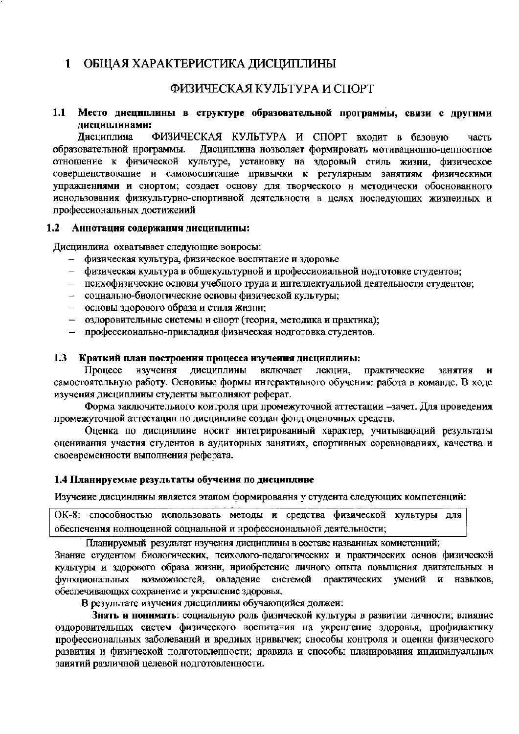# 1 ОБЩАЯ ХАРАКТЕРИСТИКА ДИСЦИПЛИНЫ

## ФИЗИЧЕСКАЯ КУЛЬТУРА И СПОРТ

### 1.1 Место дисциплины в структуре образовательной программы, связи с другими дисциплинами:

Дисциплина ФИЗИЧЕСКАЯ КУЛЬТУРА И СПОРТ входит в базовую часть образовательной программы. Дисциплина позволяет формировать мотивационно-ценностное отношение к физической культуре, установку на здоровый стиль жизни, физическое совершенствование и самовоспитание привычки к регулярным занятиям физическими упражнениями и спортом; создает основу для творческого и методически обоснованного использования физкультурно-спортивной деятельности в целях последующих жизненных и профессиональных достижений

### 1.2 Аннотация содержания дисциплины:

Дисциплина охватывает следующие вопросы:

- физическая культура, физическое воспитание и здоровье
- физическая культура в общекультурной и профессиональной подготовке студентов;
- психофизические основы учебного труда и интеллектуальной деятельности студентов;
- социально-биологические основы физической культуры;
- основы здорового образа и стиля жизни;
- оздоровительные системы и спорт (теория, методика и практика);
- профессионально-прикладная физическая подготовка студентов.

### 1.3 Краткий план построения процесса изучения дисциплины:

Процесс изучения дисциплины включает лекции, практические занятия и самостоятельную работу. Основные формы интерактивного обучения: работа в команде. В ходе изучения дисциплины студенты выполняют реферат.

Форма заключительного контроля при промежуточной аттестации –зачет. Для проведения промежуточной аттестации по дисциплине создан фонд оценочных средств.

Оценка по дисциплине носит интегрированный характер, учитывающий результаты оценивания участия студентов в аудиторных занятиях, спортивных соревнованиях, качества и своевременности выполнения реферата.

### 1.4 Планируемые результаты обучения по дисциплине

Изучение дисциплины является этапом формирования у студента следующих компетенций:

| ОК-8: способностью использовать методы и средства физической культуры для обеспечения полноценной социальной и профессиональной деятельности; |
|---|

Планируемый результат изучения дисциплины в составе названных компетенций:
Знание студентом биологических, психолого-педагогических и практических основ физической культуры и здорового образа жизни, приобретение личного опыта повышения двигательных и функциональных возможностей, овладение системой практических умений и навыков, обеспечивающих сохранение и укрепление здоровья.

В результате изучения дисциплины обучающийся должен:

**Знать и понимать**: социальную роль физической культуры в развитии личности; влияние оздоровительных систем физического воспитания на укрепление здоровья, профилактику профессиональных заболеваний и вредных привычек; способы контроля и оценки физического развития и физической подготовленности; правила и способы планирования индивидуальных занятий различной целевой подготовленности.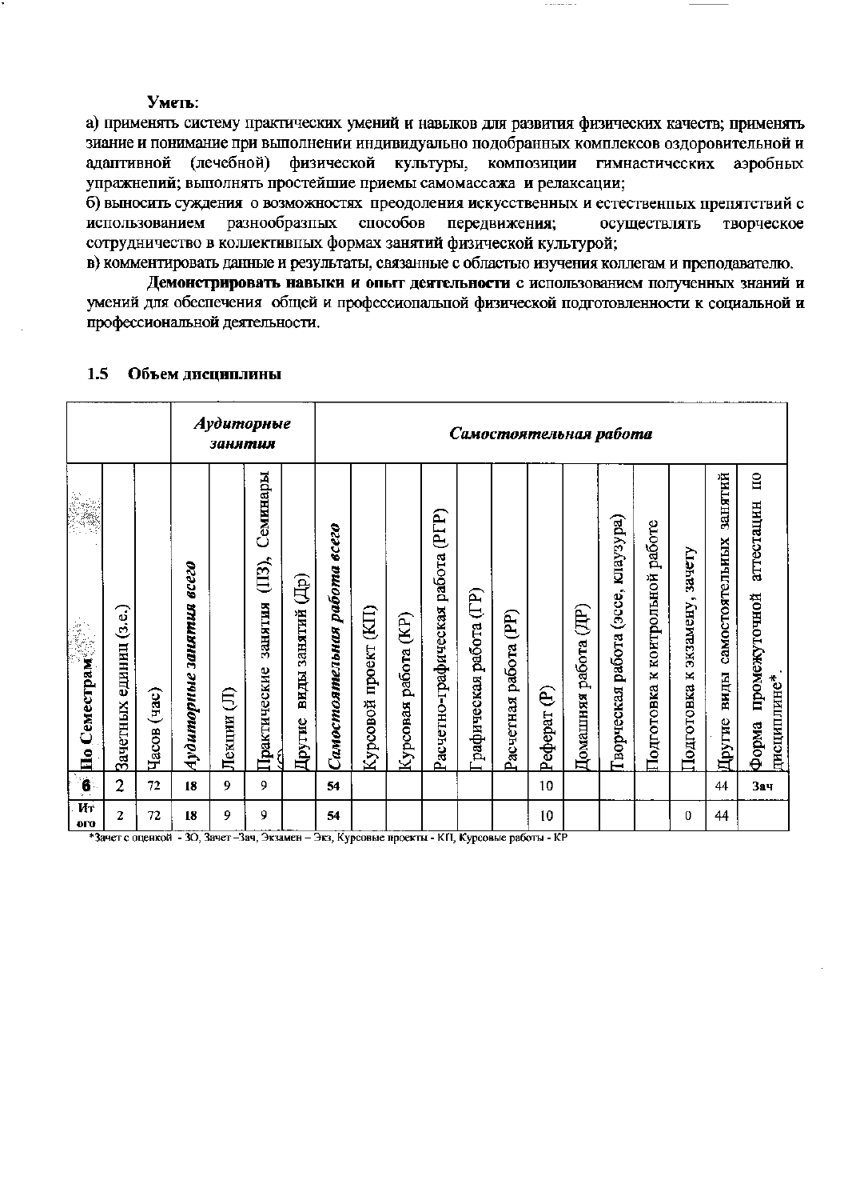**Уметь**:

а) применять систему практических умений и навыков для развития физических качеств; применять знание и понимание при выполнении индивидуально подобранных комплексов оздоровительной и адаптивной (лечебной) физической культуры, композиции гимнастических аэробных упражнений; выполнять простейшие приемы самомассажа и релаксации;

б) выносить суждения о возможностях преодоления искусственных и естественных препятствий с использованием разнообразных способов передвижения; осуществлять творческое сотрудничество в коллективных формах занятий физической культурой;

в) комментировать данные и результаты, связанные с областью изучения коллегам и преподавателю.

**Демонстрировать навыки и опыт деятельности** с использованием полученных знаний и умений для обеспечения общей и профессиональной физической подготовленности к социальной и профессиональной деятельности.

## 1.5 Объем дисциплины

| | | | *Аудиторные занятия* | | | | *Самостоятельная работа* | | | | | | | | | | | | | |
|---|---|---|---|---|---|---|---|---|---|---|---|---|---|---|---|---|---|---|---|---|
| **По Семестрам** | Зачетных единиц (з.е.) | Часов (час) | ***Аудиторные занятия всего*** | Лекции (Л) | Практические занятия (ПЗ), Семинары (С) | Другие виды занятий (Др) | ***Самостоятельная работа всего*** | Курсовой проект (КП) | Курсовая работа (КР) | Расчетно-графическая работа (РГР) | Графическая работа (ГР) | Расчетная работа (РР) | Реферат (Р) | Домашняя работа (ДР) | Творческая работа (эссе, клаузура) | Подготовка к контрольной работе | Подготовка к экзамену, зачету | Другие виды самостоятельных занятий | Форма промежуточной аттестации по дисциплине* |
| **6** | 2 | 72 | 18 | 9 | 9 | | 54 | | | | | | 10 | | | | | 44 | Зач |
| **Итого** | 2 | 72 | 18 | 9 | 9 | | 54 | | | | | | 10 | | | | 0 | 44 | |

*Зачет с оценкой - ЗО, Зачет –Зач, Экзамен – Экз, Курсовые проекты - КП, Курсовые работы - КР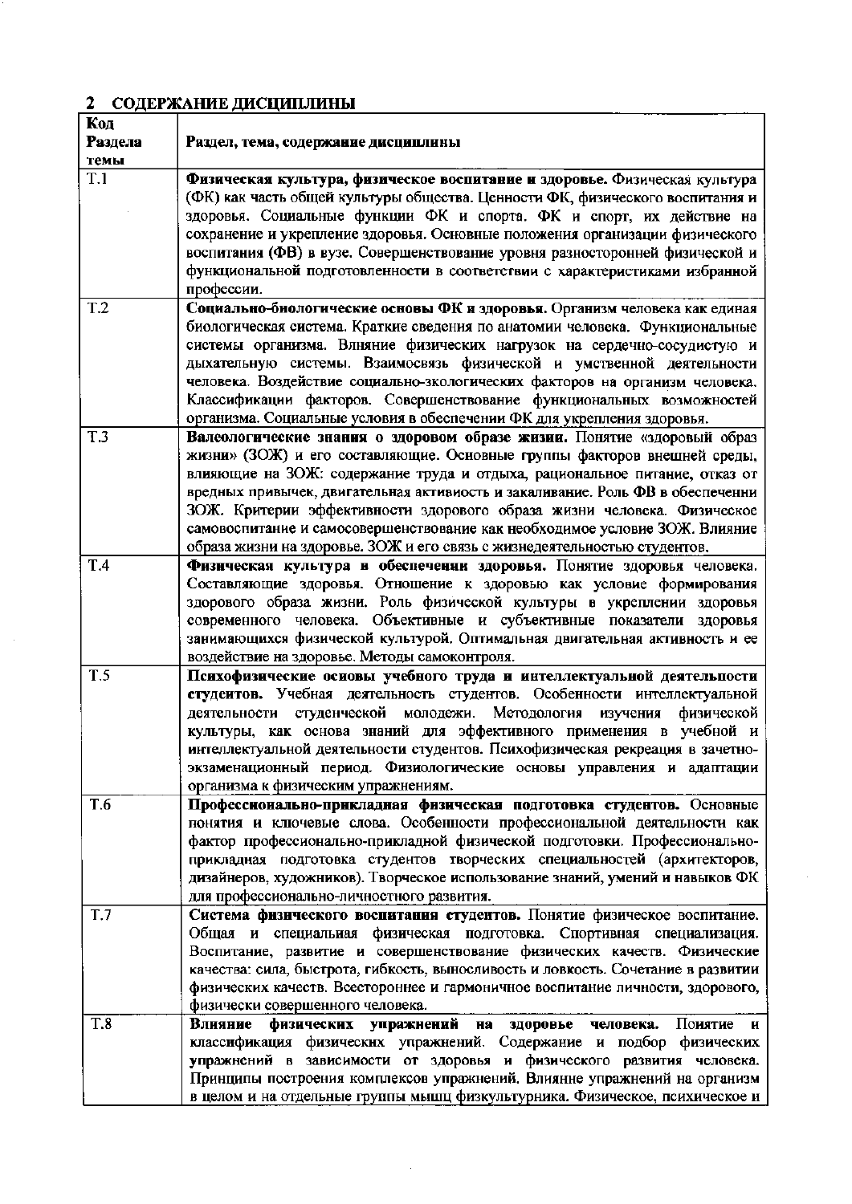## 2 СОДЕРЖАНИЕ ДИСЦИПЛИНЫ

| Код Раздела темы | Раздел, тема, содержание дисциплины |
|---|---|
| Т.1 | **Физическая культура, физическое воспитание и здоровье.** Физическая культура (ФК) как часть общей культуры общества. Ценности ФК, физического воспитания и здоровья. Социальные функции ФК и спорта. ФК и спорт, их действие на сохранение и укрепление здоровья. Основные положения организации физического воспитания (ФВ) в вузе. Совершенствование уровня разносторонней физической и функциональной подготовленности в соответствии с характеристиками избранной профессии. |
| Т.2 | **Социально-биологические основы ФК и здоровья.** Организм человека как единая биологическая система. Краткие сведения по анатомии человека. Функциональные системы организма. Влияние физических нагрузок на сердечно-сосудистую и дыхательную системы. Взаимосвязь физической и умственной деятельности человека. Воздействие социально-экологических факторов на организм человека. Классификации факторов. Совершенствование функциональных возможностей организма. Социальные условия в обеспечении ФК для укрепления здоровья. |
| Т.3 | **Валеологические знания о здоровом образе жизни.** Понятие «здоровый образ жизни» (ЗОЖ) и его составляющие. Основные группы факторов внешней среды, влияющие на ЗОЖ: содержание труда и отдыха, рациональное питание, отказ от вредных привычек, двигательная активность и закаливание. Роль ФВ в обеспечении ЗОЖ. Критерии эффективности здорового образа жизни человека. Физическое самовоспитание и самосовершенствование как необходимое условие ЗОЖ. Влияние образа жизни на здоровье. ЗОЖ и его связь с жизнедеятельностью студентов. |
| Т.4 | **Физическая культура в обеспечении здоровья.** Понятие здоровья человека. Составляющие здоровья. Отношение к здоровью как условие формирования здорового образа жизни. Роль физической культуры в укреплении здоровья современного человека. Объективные и субъективные показатели здоровья занимающихся физической культурой. Оптимальная двигательная активность и ее воздействие на здоровье. Методы самоконтроля. |
| Т.5 | **Психофизические основы учебного труда и интеллектуальной деятельности студентов.** Учебная деятельность студентов. Особенности интеллектуальной деятельности студенческой молодежи. Методология изучения физической культуры, как основа знаний для эффективного применения в учебной и интеллектуальной деятельности студентов. Психофизическая рекреация в зачетно-экзаменационный период. Физиологические основы управления и адаптации организма к физическим упражнениям. |
| Т.6 | **Профессионально-прикладная физическая подготовка студентов.** Основные понятия и ключевые слова. Особенности профессиональной деятельности как фактор профессионально-прикладной физической подготовки. Профессионально-прикладная подготовка студентов творческих специальностей (архитекторов, дизайнеров, художников). Творческое использование знаний, умений и навыков ФК для профессионально-личностного развития. |
| Т.7 | **Система физического воспитания студентов.** Понятие физическое воспитание. Общая и специальная физическая подготовка. Спортивная специализация. Воспитание, развитие и совершенствование физических качеств. Физические качества: сила, быстрота, гибкость, выносливость и ловкость. Сочетание в развитии физических качеств. Всестороннее и гармоничное воспитание личности, здорового, физически совершенного человека. |
| Т.8 | **Влияние физических упражнений на здоровье человека.** Понятие и классификация физических упражнений. Содержание и подбор физических упражнений в зависимости от здоровья и физического развития человека. Принципы построения комплексов упражнений. Влияние упражнений на организм в целом и на отдельные группы мышц физкультурника. Физическое, психическое и |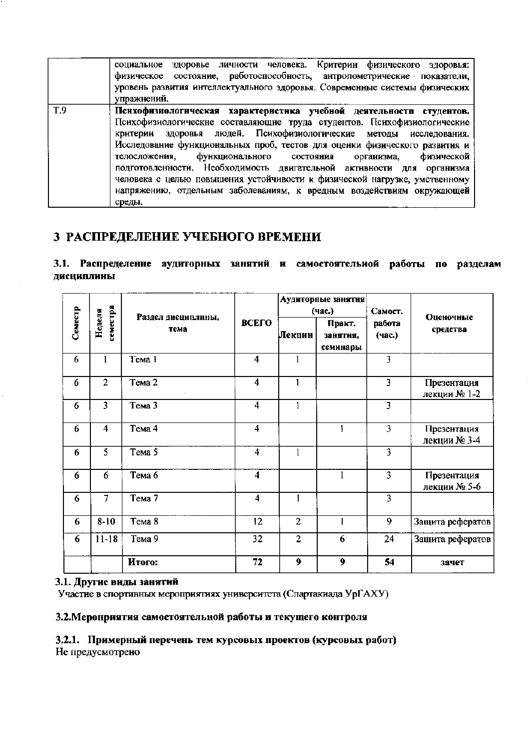| | |
|---|---|
| | социальное здоровье личности человека. Критерии физического здоровья: физическое состояние, работоспособность, антропометрические показатели, уровень развития интеллектуального здоровья. Современные системы физических упражнений. |
| Т.9 | **Психофизиологическая характеристика учебной деятельности студентов.** Психофизиологические составляющие труда студентов. Психофизиологические критерии здоровья людей. Психофизиологические методы исследования. Исследование функциональных проб, тестов для оценки физического развития и телосложения, функционального состояния организма, физической подготовленности. Необходимость двигательной активности для организма человека с целью повышения устойчивости к физической нагрузке, умственному напряжению, отдельным заболеваниям, к вредным воздействиям окружающей среды. |

# 3 РАСПРЕДЕЛЕНИЕ УЧЕБНОГО ВРЕМЕНИ

## 3.1. Распределение аудиторных занятий и самостоятельной работы по разделам дисциплины

| Семестр | Неделя семестра | Раздел дисциплины, тема | ВСЕГО | Аудиторные занятия (час.) | | Самост. работа (час.) | Оценочные средства |
|---|---|---|---|---|---|---|---|
| | | | | Лекции | Практ. занятия, семинары | | |
| 6 | 1 | Тема 1 | 4 | 1 | | 3 | |
| 6 | 2 | Тема 2 | 4 | 1 | | 3 | Презентация лекции № 1-2 |
| 6 | 3 | Тема 3 | 4 | 1 | | 3 | |
| 6 | 4 | Тема 4 | 4 | | 1 | 3 | Презентация лекции № 3-4 |
| 6 | 5 | Тема 5 | 4 | 1 | | 3 | |
| 6 | 6 | Тема 6 | 4 | | 1 | 3 | Презентация лекции № 5-6 |
| 6 | 7 | Тема 7 | 4 | 1 | | 3 | |
| 6 | 8-10 | Тема 8 | 12 | 2 | 1 | 9 | Защита рефератов |
| 6 | 11-18 | Тема 9 | 32 | 2 | 6 | 24 | Защита рефератов |
| | | **Итого:** | **72** | **9** | **9** | **54** | **зачет** |

### 3.1. Другие виды занятий

Участие в спортивных мероприятиях университета (Спартакиада УрГАХУ)

### 3.2.Мероприятия самостоятельной работы и текущего контроля

#### 3.2.1. Примерный перечень тем курсовых проектов (курсовых работ)

Не предусмотрено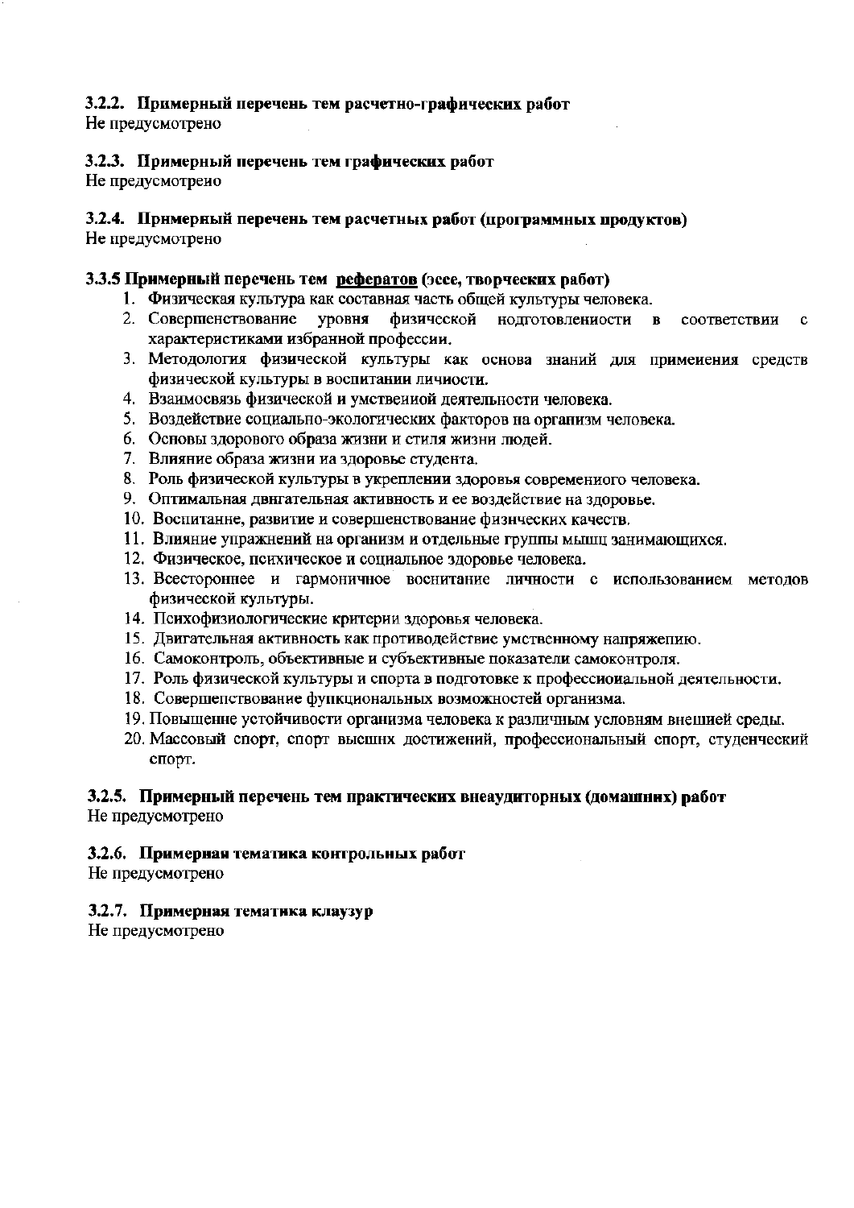### 3.2.2. Примерный перечень тем расчетно-графических работ

Не предусмотрено

### 3.2.3. Примерный перечень тем графических работ

Не предусмотрено

### 3.2.4. Примерный перечень тем расчетных работ (программных продуктов)

Не предусмотрено

### 3.3.5 Примерный перечень тем рефератов (эссе, творческих работ)

1. Физическая культура как составная часть общей культуры человека.
2. Совершенствование уровня физической подготовленности в соответствии с характеристиками избранной профессии.
3. Методология физической культуры как основа знаний для применения средств физической культуры в воспитании личности.
4. Взаимосвязь физической и умственной деятельности человека.
5. Воздействие социально-экологических факторов на организм человека.
6. Основы здорового образа жизни и стиля жизни людей.
7. Влияние образа жизни на здоровье студента.
8. Роль физической культуры в укреплении здоровья современного человека.
9. Оптимальная двигательная активность и ее воздействие на здоровье.
10. Воспитание, развитие и совершенствование физических качеств.
11. Влияние упражнений на организм и отдельные группы мышц занимающихся.
12. Физическое, психическое и социальное здоровье человека.
13. Всестороннее и гармоничное воспитание личности с использованием методов физической культуры.
14. Психофизиологические критерии здоровья человека.
15. Двигательная активность как противодействие умственному напряжению.
16. Самоконтроль, объективные и субъективные показатели самоконтроля.
17. Роль физической культуры и спорта в подготовке к профессиональной деятельности.
18. Совершенствование функциональных возможностей организма.
19. Повышение устойчивости организма человека к различным условиям внешней среды.
20. Массовый спорт, спорт высших достижений, профессиональный спорт, студенческий спорт.

### 3.2.5. Примерный перечень тем практических внеаудиторных (домашних) работ

Не предусмотрено

### 3.2.6. Примерная тематика контрольных работ

Не предусмотрено

### 3.2.7. Примерная тематика клаузур

Не предусмотрено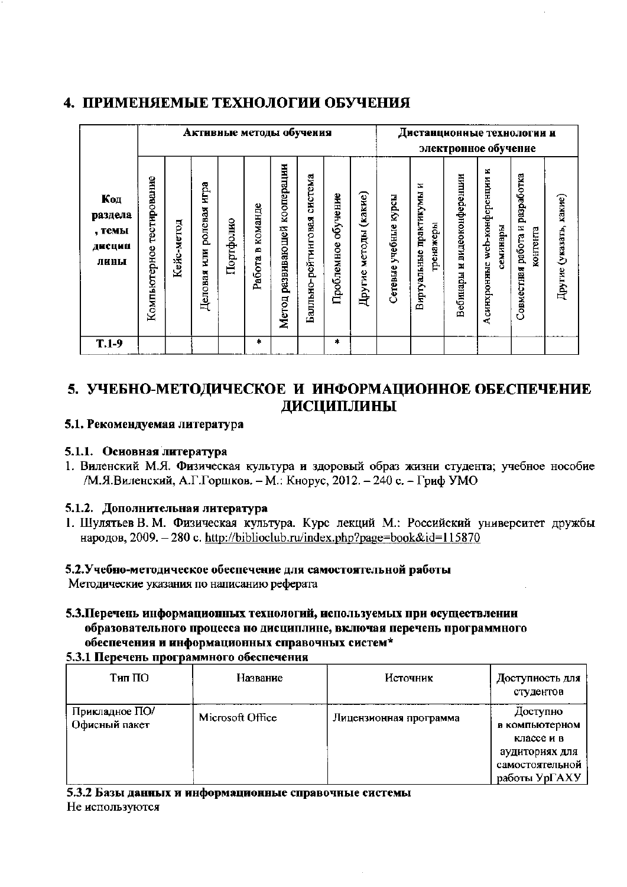## 4. ПРИМЕНЯЕМЫЕ ТЕХНОЛОГИИ ОБУЧЕНИЯ

| Код раздела, темы дисциплины | Активные методы обучения | | | | | | | | | Дистанционные технологии и электронное обучение | | | | | |
|---|---|---|---|---|---|---|---|---|---|---|---|---|---|---|---|
| | Компьютерное тестирование | Кейс-метод | Деловая или ролевая игра | Портфолио | Работа в команде | Метод развивающей кооперации | Балльно-рейтинговая система | Проблемное обучение | Другие методы (какие) | Сетевые учебные курсы | Виртуальные практикумы и тренажеры | Вебинары и видеоконференции | Асинхронные web-конференции и семинары | Совместная работа и разработка контента | Другие (указать, какие) |
| Т.1-9 | | | | | * | | | * | | | | | | | |

## 5. УЧЕБНО-МЕТОДИЧЕСКОЕ И ИНФОРМАЦИОННОЕ ОБЕСПЕЧЕНИЕ ДИСЦИПЛИНЫ

### 5.1. Рекомендуемая литература

#### 5.1.1. Основная литература

1. Виленский М.Я. Физическая культура и здоровый образ жизни студента; учебное пособие /М.Я.Виленский, А.Г.Горшков. – М.: Кнорус, 2012. – 240 с. – Гриф УМО

#### 5.1.2. Дополнительная литература

1. Шулятьев В. М. Физическая культура. Курс лекций М.: Российский университет дружбы народов, 2009. – 280 с. http://biblioclub.ru/index.php?page=book&id=115870

### 5.2.Учебно-методическое обеспечение для самостоятельной работы

Методические указания по написанию реферата

### 5.3.Перечень информационных технологий, используемых при осуществлении образовательного процесса по дисциплине, включая перечень программного обеспечения и информационных справочных систем*

#### 5.3.1 Перечень программного обеспечения

| Тип ПО | Название | Источник | Доступность для студентов |
|---|---|---|---|
| Прикладное ПО/ Офисный пакет | Microsoft Office | Лицензионная программа | Доступно в компьютерном классе и в аудиториях для самостоятельной работы УрГАХУ |

#### 5.3.2 Базы данных и информационные справочные системы

Не используются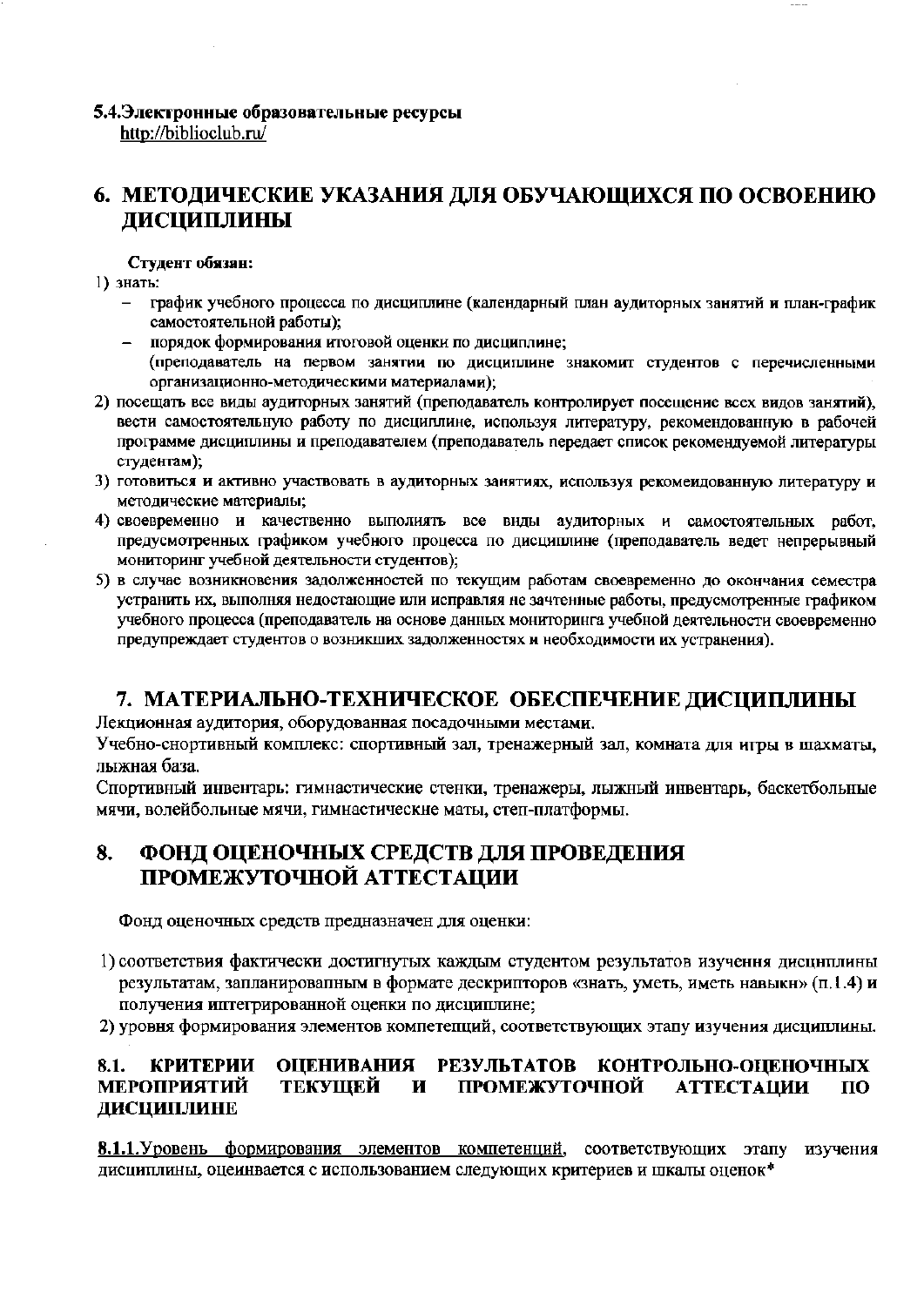**5.4.Электронные образовательные ресурсы**

http://biblioclub.ru/

# 6. МЕТОДИЧЕСКИЕ УКАЗАНИЯ ДЛЯ ОБУЧАЮЩИХСЯ ПО ОСВОЕНИЮ ДИСЦИПЛИНЫ

**Студент обязан:**

1) знать:
   - график учебного процесса по дисциплине (календарный план аудиторных занятий и план-график самостоятельной работы);
   - порядок формирования итоговой оценки по дисциплине;
   
   (преподаватель на первом занятии по дисциплине знакомит студентов с перечисленными организационно-методическими материалами);
2) посещать все виды аудиторных занятий (преподаватель контролирует посещение всех видов занятий), вести самостоятельную работу по дисциплине, используя литературу, рекомендованную в рабочей программе дисциплины и преподавателем (преподаватель передает список рекомендуемой литературы студентам);
3) готовиться и активно участвовать в аудиторных занятиях, используя рекомендованную литературу и методические материалы;
4) своевременно и качественно выполнять все виды аудиторных и самостоятельных работ, предусмотренных графиком учебного процесса по дисциплине (преподаватель ведет непрерывный мониторинг учебной деятельности студентов);
5) в случае возникновения задолженностей по текущим работам своевременно до окончания семестра устранить их, выполняя недостающие или исправляя не зачтенные работы, предусмотренные графиком учебного процесса (преподаватель на основе данных мониторинга учебной деятельности своевременно предупреждает студентов о возникших задолженностях и необходимости их устранения).

# 7. МАТЕРИАЛЬНО-ТЕХНИЧЕСКОЕ ОБЕСПЕЧЕНИЕ ДИСЦИПЛИНЫ

Лекционная аудитория, оборудованная посадочными местами.

Учебно-спортивный комплекс: спортивный зал, тренажерный зал, комната для игры в шахматы, лыжная база.

Спортивный инвентарь: гимнастические стенки, тренажеры, лыжный инвентарь, баскетбольные мячи, волейбольные мячи, гимнастические маты, степ-платформы.

# 8. ФОНД ОЦЕНОЧНЫХ СРЕДСТВ ДЛЯ ПРОВЕДЕНИЯ ПРОМЕЖУТОЧНОЙ АТТЕСТАЦИИ

Фонд оценочных средств предназначен для оценки:

1) соответствия фактически достигнутых каждым студентом результатов изучения дисциплины результатам, запланированным в формате дескрипторов «знать, уметь, иметь навыки» (п.1.4) и получения интегрированной оценки по дисциплине;
2) уровня формирования элементов компетенций, соответствующих этапу изучения дисциплины.

## 8.1. КРИТЕРИИ ОЦЕНИВАНИЯ РЕЗУЛЬТАТОВ КОНТРОЛЬНО-ОЦЕНОЧНЫХ МЕРОПРИЯТИЙ ТЕКУЩЕЙ И ПРОМЕЖУТОЧНОЙ АТТЕСТАЦИИ ПО ДИСЦИПЛИНЕ

**8.1.1.**Уровень формирования элементов компетенций, соответствующих этапу изучения дисциплины, оценивается с использованием следующих критериев и шкалы оценок*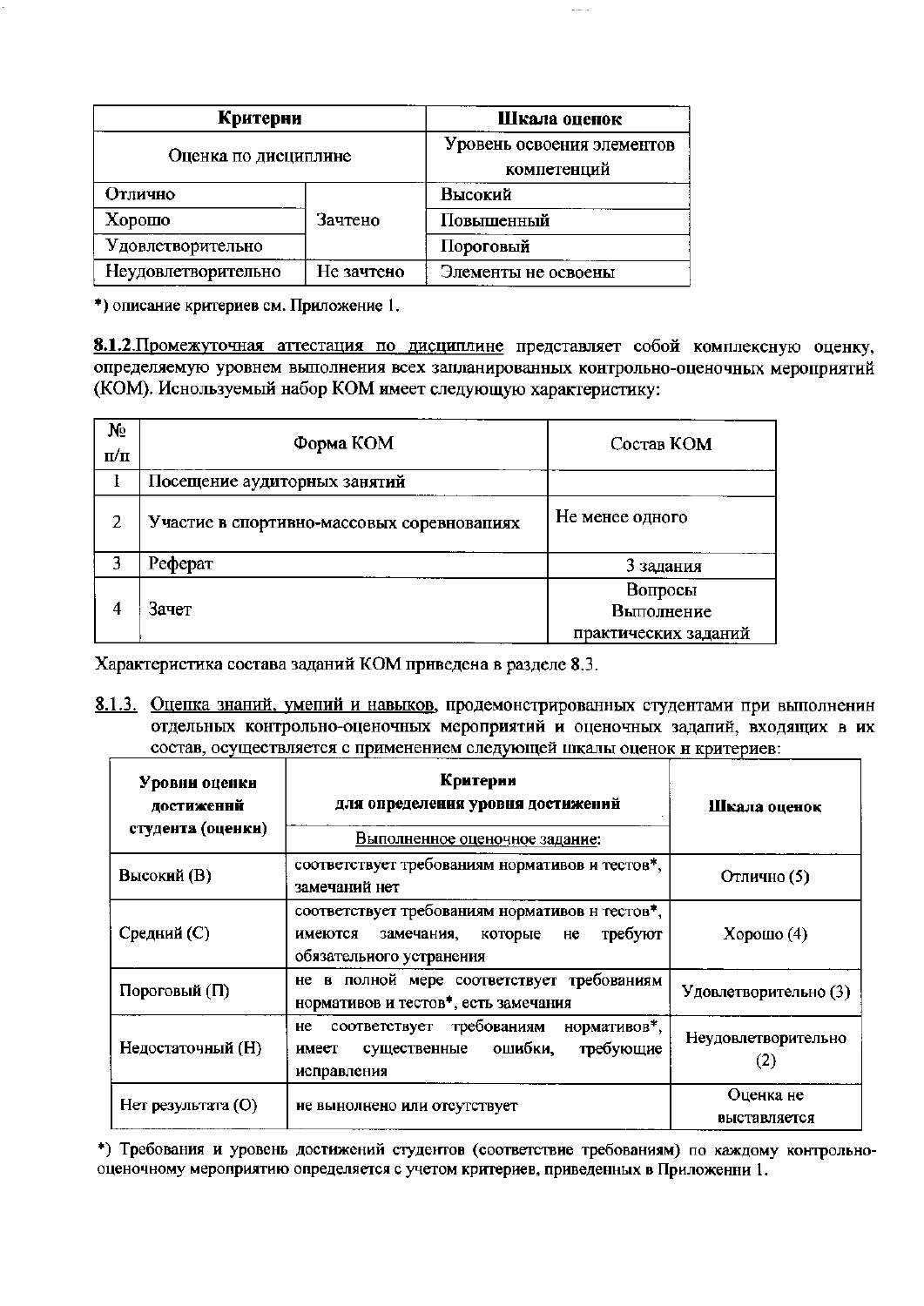| Критерии | | Шкала оценок |
|---|---|---|
| Оценка по дисциплине | | Уровень освоения элементов компетенций |
| Отлично | Зачтено | Высокий |
| Хорошо | | Повышенный |
| Удовлетворительно | | Пороговый |
| Неудовлетворительно | Не зачтено | Элементы не освоены |

*) описание критериев см. Приложение 1.

**8.1.2.**Промежуточная аттестация по дисциплине представляет собой комплексную оценку, определяемую уровнем выполнения всех запланированных контрольно-оценочных мероприятий (КОМ). Используемый набор КОМ имеет следующую характеристику:

| № п/п | Форма КОМ | Состав КОМ |
|---|---|---|
| 1 | Посещение аудиторных занятий | |
| 2 | Участие в спортивно-массовых соревнованиях | Не менее одного |
| 3 | Реферат | 3 задания |
| 4 | Зачет | Вопросы Выполнение практических заданий |

Характеристика состава заданий КОМ приведена в разделе 8.3.

8.1.3. Оценка знаний, умений и навыков, продемонстрированных студентами при выполнении отдельных контрольно-оценочных мероприятий и оценочных заданий, входящих в их состав, осуществляется с применением следующей шкалы оценок и критериев:

| Уровни оценки достижений студента (оценки) | Критерии для определения уровня достижений | Шкала оценок |
|---|---|---|
| | Выполненное оценочное задание: | |
| Высокий (В) | соответствует требованиям нормативов и тестов*, замечаний нет | Отлично (5) |
| Средний (С) | соответствует требованиям нормативов и тестов*, имеются замечания, которые не требуют обязательного устранения | Хорошо (4) |
| Пороговый (П) | не в полной мере соответствует требованиям нормативов и тестов*, есть замечания | Удовлетворительно (3) |
| Недостаточный (Н) | не соответствует требованиям нормативов*, имеет существенные ошибки, требующие исправления | Неудовлетворительно (2) |
| Нет результата (О) | не выполнено или отсутствует | Оценка не выставляется |

*) Требования и уровень достижений студентов (соответствие требованиям) по каждому контрольно-оценочному мероприятию определяется с учетом критериев, приведенных в Приложении 1.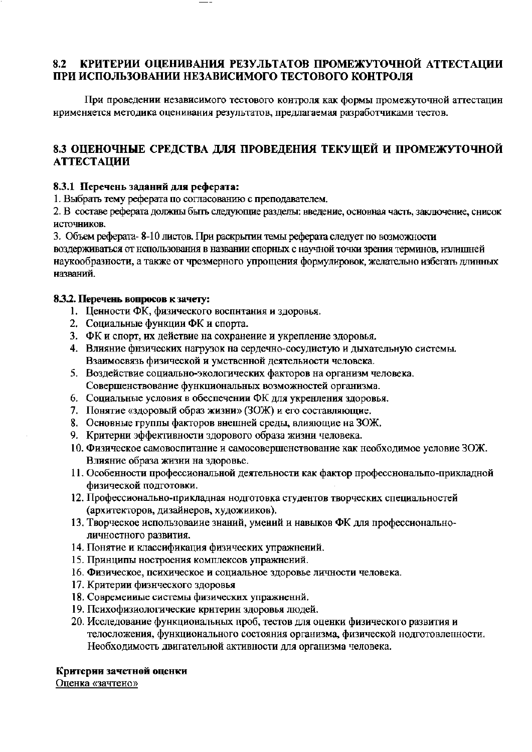## 8.2 КРИТЕРИИ ОЦЕНИВАНИЯ РЕЗУЛЬТАТОВ ПРОМЕЖУТОЧНОЙ АТТЕСТАЦИИ ПРИ ИСПОЛЬЗОВАНИИ НЕЗАВИСИМОГО ТЕСТОВОГО КОНТРОЛЯ

При проведении независимого тестового контроля как формы промежуточной аттестации применяется методика оценивания результатов, предлагаемая разработчиками тестов.

## 8.3 ОЦЕНОЧНЫЕ СРЕДСТВА ДЛЯ ПРОВЕДЕНИЯ ТЕКУЩЕЙ И ПРОМЕЖУТОЧНОЙ АТТЕСТАЦИИ

### 8.3.1 Перечень заданий для реферата:

1. Выбрать тему реферата по согласованию с преподавателем.
2. В составе реферата должны быть следующие разделы: введение, основная часть, заключение, список источников.
3. Объем реферата- 8-10 листов. При раскрытии темы реферата следует по возможности воздерживаться от использования в названии спорных с научной точки зрения терминов, излишней наукообразности, а также от чрезмерного упрощения формулировок, желательно избегать длинных названий.

### 8.3.2. Перечень вопросов к зачету:

1. Ценности ФК, физического воспитания и здоровья.
2. Социальные функции ФК и спорта.
3. ФК и спорт, их действие на сохранение и укрепление здоровья.
4. Влияние физических нагрузок на сердечно-сосудистую и дыхательную системы. Взаимосвязь физической и умственной деятельности человека.
5. Воздействие социально-экологических факторов на организм человека. Совершенствование функциональных возможностей организма.
6. Социальные условия в обеспечении ФК для укрепления здоровья.
7. Понятие «здоровый образ жизни» (ЗОЖ) и его составляющие.
8. Основные группы факторов внешней среды, влияющие на ЗОЖ.
9. Критерии эффективности здорового образа жизни человека.
10. Физическое самовоспитание и самосовершенствование как необходимое условие ЗОЖ. Влияние образа жизни на здоровье.
11. Особенности профессиональной деятельности как фактор профессионально-прикладной физической подготовки.
12. Профессионально-прикладная подготовка студентов творческих специальностей (архитекторов, дизайнеров, художников).
13. Творческое использование знаний, умений и навыков ФК для профессионально-личностного развития.
14. Понятие и классификация физических упражнений.
15. Принципы построения комплексов упражнений.
16. Физическое, психическое и социальное здоровье личности человека.
17. Критерии физического здоровья
18. Современные системы физических упражнений.
19. Психофизиологические критерии здоровья людей.
20. Исследование функциональных проб, тестов для оценки физического развития и телосложения, функционального состояния организма, физической подготовленности. Необходимость двигательной активности для организма человека.

**Критерии зачетной оценки**

Оценка «зачтено»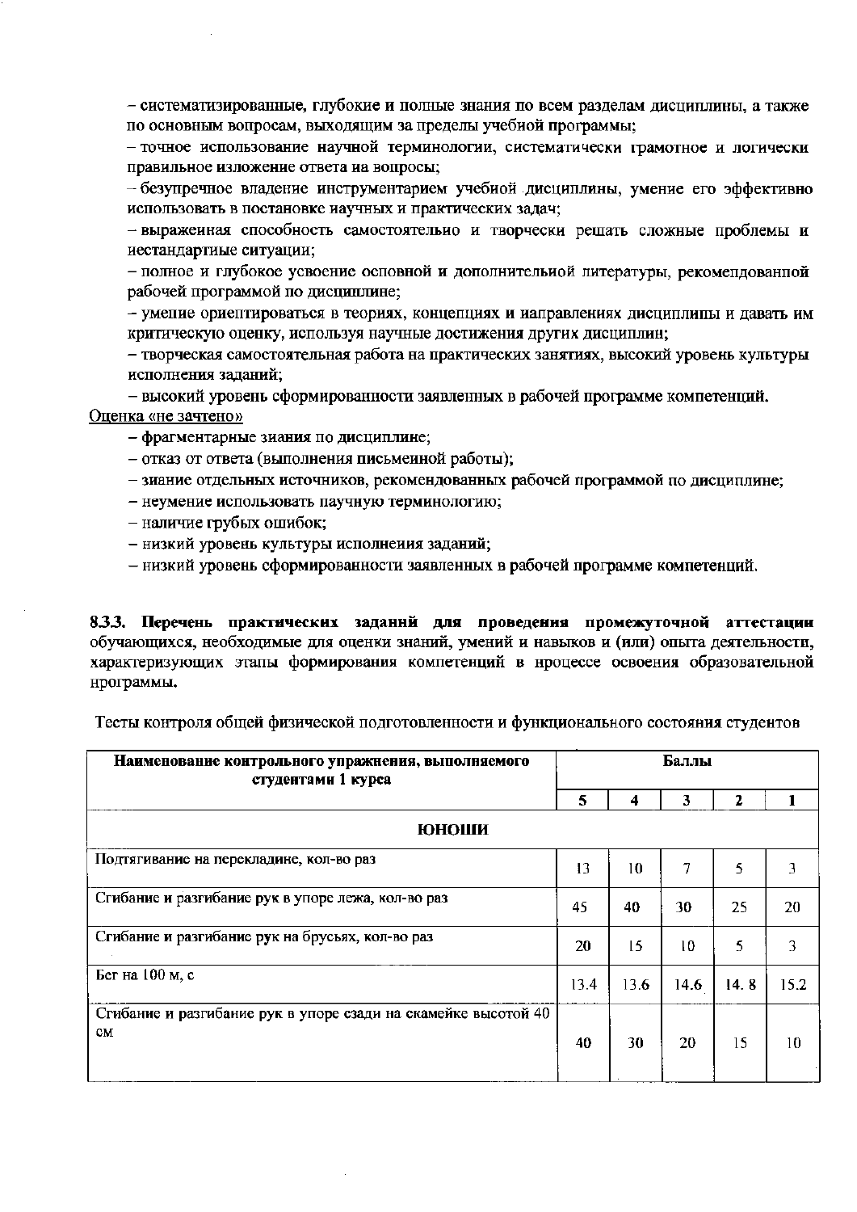– систематизированные, глубокие и полные знания по всем разделам дисциплины, а также по основным вопросам, выходящим за пределы учебной программы;

– точное использование научной терминологии, систематически грамотное и логически правильное изложение ответа на вопросы;

– безупречное владение инструментарием учебной дисциплины, умение его эффективно использовать в постановке научных и практических задач;

– выраженная способность самостоятельно и творчески решать сложные проблемы и нестандартные ситуации;

– полное и глубокое усвоение основной и дополнительной литературы, рекомендованной рабочей программой по дисциплине;

– умение ориентироваться в теориях, концепциях и направлениях дисциплины и давать им критическую оценку, используя научные достижения других дисциплин;

– творческая самостоятельная работа на практических занятиях, высокий уровень культуры исполнения заданий;

– высокий уровень сформированности заявленных в рабочей программе компетенций.

Оценка «не зачтено»

– фрагментарные знания по дисциплине;

– отказ от ответа (выполнения письменной работы);

– знание отдельных источников, рекомендованных рабочей программой по дисциплине;

– неумение использовать научную терминологию;

– наличие грубых ошибок;

– низкий уровень культуры исполнения заданий;

– низкий уровень сформированности заявленных в рабочей программе компетенций.

**8.3.3. Перечень практических заданий для проведения промежуточной аттестации** обучающихся, необходимые для оценки знаний, умений и навыков и (или) опыта деятельности, характеризующих этапы формирования компетенций в процессе освоения образовательной программы.

Тесты контроля общей физической подготовленности и функционального состояния студентов

| Наименование контрольного упражнения, выполняемого студентами 1 курса | Баллы | | | | |
|---|---|---|---|---|---|
| | 5 | 4 | 3 | 2 | 1 |
| **ЮНОШИ** | | | | | |
| Подтягивание на перекладине, кол-во раз | 13 | 10 | 7 | 5 | 3 |
| Сгибание и разгибание рук в упоре лежа, кол-во раз | 45 | 40 | 30 | 25 | 20 |
| Сгибание и разгибание рук на брусьях, кол-во раз | 20 | 15 | 10 | 5 | 3 |
| Бег на 100 м, с | 13.4 | 13.6 | 14.6 | 14. 8 | 15.2 |
| Сгибание и разгибание рук в упоре сзади на скамейке высотой 40 см | 40 | 30 | 20 | 15 | 10 |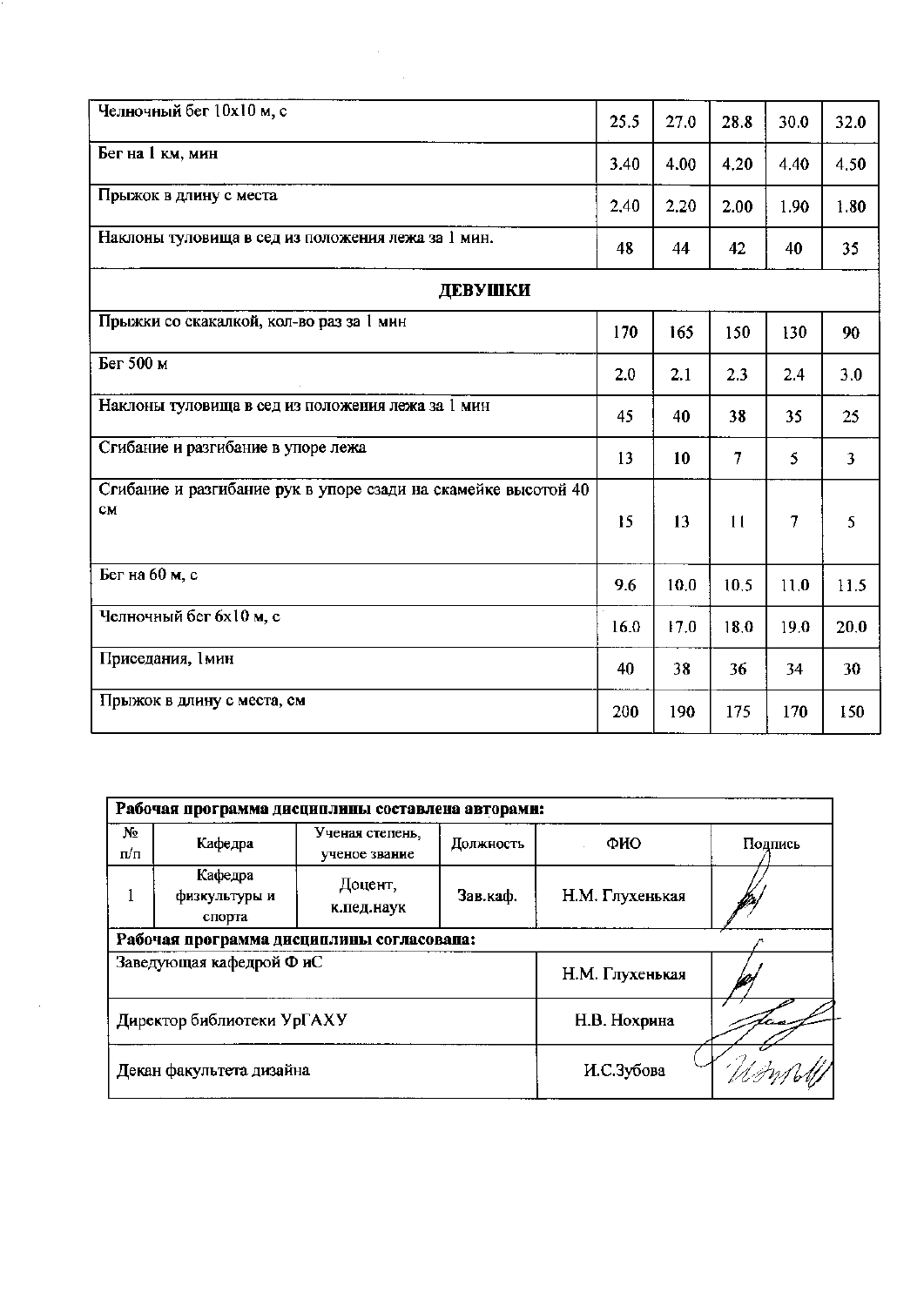| | | | | | |
|---|---|---|---|---|---|
| Челночный бег 10х10 м, с | 25.5 | 27.0 | 28.8 | 30.0 | 32.0 |
| Бег на 1 км, мин | 3.40 | 4.00 | 4.20 | 4.40 | 4.50 |
| Прыжок в длину с места | 2.40 | 2.20 | 2.00 | 1.90 | 1.80 |
| Наклоны туловища в сед из положения лежа за 1 мин. | 48 | 44 | 42 | 40 | 35 |
| **ДЕВУШКИ** | | | | | |
| Прыжки со скакалкой, кол-во раз за 1 мин | 170 | 165 | 150 | 130 | 90 |
| Бег 500 м | 2.0 | 2.1 | 2.3 | 2.4 | 3.0 |
| Наклоны туловища в сед из положения лежа за 1 мин | 45 | 40 | 38 | 35 | 25 |
| Сгибание и разгибание в упоре лежа | 13 | 10 | 7 | 5 | 3 |
| Сгибание и разгибание рук в упоре сзади на скамейке высотой 40 см | 15 | 13 | 11 | 7 | 5 |
| Бег на 60 м, с | 9.6 | 10.0 | 10.5 | 11.0 | 11.5 |
| Челночный бег 6х10 м, с | 16.0 | 17.0 | 18.0 | 19.0 | 20.0 |
| Приседания, 1мин | 40 | 38 | 36 | 34 | 30 |
| Прыжок в длину с места, см | 200 | 190 | 175 | 170 | 150 |

**Рабочая программа дисциплины составлена авторами:**

| № п/п | Кафедра | Ученая степень, ученое звание | Должность | ФИО | Подпись |
|---|---|---|---|---|---|
| 1 | Кафедра физкультуры и спорта | Доцент, к.пед.наук | Зав.каф. | Н.М. Глухенькая | |

**Рабочая программа дисциплины согласована:**

| | | |
|---|---|---|
| Заведующая кафедрой Ф иС | Н.М. Глухенькая | |
| Директор библиотеки УрГАХУ | Н.В. Нохрина | |
| Декан факультета дизайна | И.С.Зубова | |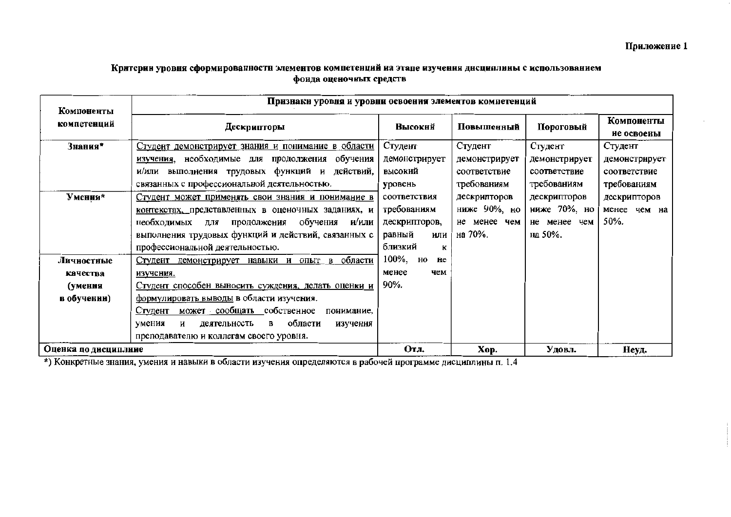**Приложение 1**

**Критерии уровня сформированности элементов компетенций на этапе изучения дисциплины с использованием фонда оценочных средств**

| Компоненты компетенций | Признаки уровня и уровни освоения элементов компетенций | | | | |
|---|---|---|---|---|---|
| | **Дескрипторы** | **Высокий** | **Повышенный** | **Пороговый** | **Компоненты не освоены** |
| **Знания*** | Студент демонстрирует знания и понимание в области изучения, необходимые для продолжения обучения и/или выполнения трудовых функций и действий, связанных с профессиональной деятельностью. | Студент демонстрирует высокий уровень соответствия требованиям дескрипторов, равный или близкий к 100%, но не менее чем 90%. | Студент демонстрирует соответствие требованиям дескрипторов ниже 90%, но не менее чем на 70%. | Студент демонстрирует соответствие требованиям дескрипторов ниже 70%, но не менее чем на 50%. | Студент демонстрирует соответствие требованиям дескрипторов менее чем на 50%. |
| **Умения*** | Студент может применять свои знания и понимание в контекстах, представленных в оценочных заданиях, и необходимых для продолжения обучения и/или выполнения трудовых функций и действий, связанных с профессиональной деятельностью. | | | | |
| **Личностные качества (умения в обучении)** | Студент демонстрирует навыки и опыт в области изучения. Студент способен выносить суждения, делать оценки и формулировать выводы в области изучения. Студент может сообщать собственное понимание, умения и деятельность в области изучения преподавателю и коллегам своего уровня. | | | | |
| **Оценка по дисциплине** | | **Отл.** | **Хор.** | **Удовл.** | **Неуд.** |

*) Конкретные знания, умения и навыки в области изучения определяются в рабочей программе дисциплины п. 1.4